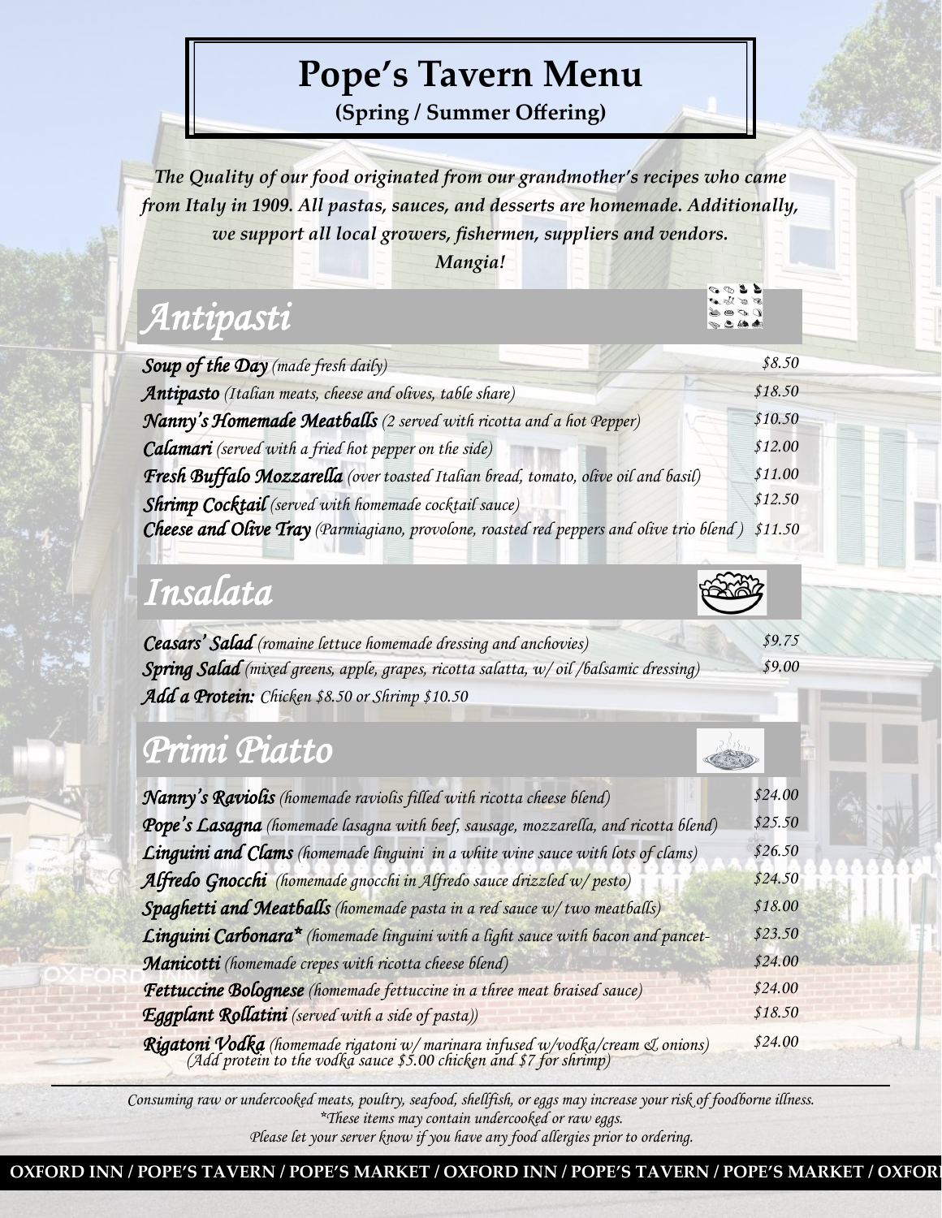# Pope's Tavern Menu

**(Spring / Summer Offering)**

***The Quality of our food originated from our grandmother's recipes who came from Italy in 1909. All pastas, sauces, and desserts are homemade. Additionally, we support all local growers, fishermen, suppliers and vendors. Mangia!***

## *Antipasti*

| Item | Price |
|---|---|
| ***Soup of the Day*** *(made fresh daily)* | *$8.50* |
| ***Antipasto*** *(Italian meats, cheese and olives, table share)* | *$18.50* |
| ***Nanny's Homemade Meatballs*** *(2 served with ricotta and a hot Pepper)* | *$10.50* |
| ***Calamari*** *(served with a fried hot pepper on the side)* | *$12.00* |
| ***Fresh Buffalo Mozzarella*** *(over toasted Italian bread, tomato, olive oil and basil)* | *$11.00* |
| ***Shrimp Cocktail*** *(served with homemade cocktail sauce)* | *$12.50* |
| ***Cheese and Olive Tray*** *(Parmiagiano, provolone, roasted red peppers and olive trio blend )* | *$11.50* |

## *Insalata*

| Item | Price |
|---|---|
| ***Ceasars' Salad*** *(romaine lettuce homemade dressing and anchovies)* | *$9.75* |
| ***Spring Salad*** *(mixed greens, apple, grapes, ricotta salatta, w/ oil /balsamic dressing)* | *$9.00* |

***Add a Protein:*** *Chicken $8.50 or Shrimp $10.50*

## *Primi Piatto*

| Item | Price |
|---|---|
| ***Nanny's Raviolis*** *(homemade raviolis filled with ricotta cheese blend)* | *$24.00* |
| ***Pope's Lasagna*** *(homemade lasagna with beef, sausage, mozzarella, and ricotta blend)* | *$25.50* |
| ***Linguini and Clams*** *(homemade linguini in a white wine sauce with lots of clams)* | *$26.50* |
| ***Alfredo Gnocchi*** *(homemade gnocchi in Alfredo sauce drizzled w/ pesto)* | *$24.50* |
| ***Spaghetti and Meatballs*** *(homemade pasta in a red sauce w/ two meatballs)* | *$18.00* |
| ***Linguini Carbonara**** *(homemade linguini with a light sauce with bacon and pancet-* | *$23.50* |
| ***Manicotti*** *(homemade crepes with ricotta cheese blend)* | *$24.00* |
| ***Fettuccine Bolognese*** *(homemade fettuccine in a three meat braised sauce)* | *$24.00* |
| ***Eggplant Rollatini*** *(served with a side of pasta))* | *$18.50* |
| ***Rigatoni Vodka*** *(homemade rigatoni w/ marinara infused w/vodka/cream & onions) (Add protein to the vodka sauce $5.00 chicken and $7 for shrimp)* | *$24.00* |

---

*Consuming raw or undercooked meats, poultry, seafood, shellfish, or eggs may increase your risk of foodborne illness.*
**These items may contain undercooked or raw eggs.*
*Please let your server know if you have any food allergies prior to ordering.*

**OXFORD INN / POPE'S TAVERN / POPE'S MARKET / OXFORD INN / POPE'S TAVERN / POPE'S MARKET / OXFORD**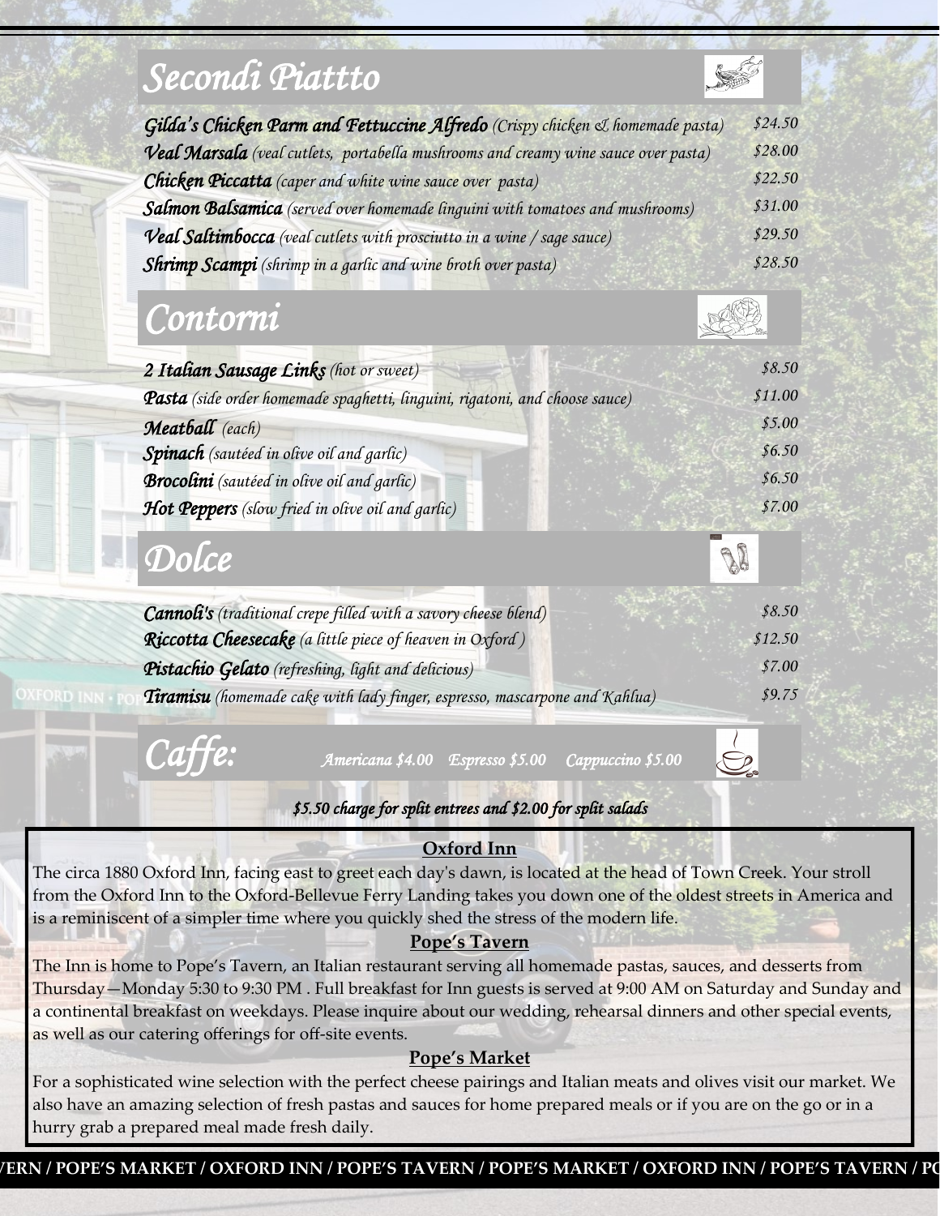## Secondi Piattto

| | |
|---|---|
| ***Gilda's Chicken Parm and Fettuccine Alfredo*** *(Crispy chicken & homemade pasta)* | *$24.50* |
| ***Veal Marsala*** *(veal cutlets, portabella mushrooms and creamy wine sauce over pasta)* | *$28.00* |
| ***Chicken Piccatta*** *(caper and white wine sauce over pasta)* | *$22.50* |
| ***Salmon Balsamica*** *(served over homemade linguini with tomatoes and mushrooms)* | *$31.00* |
| ***Veal Saltimbocca*** *(veal cutlets with prosciutto in a wine / sage sauce)* | *$29.50* |
| ***Shrimp Scampi*** *(shrimp in a garlic and wine broth over pasta)* | *$28.50* |

## Contorni

| | |
|---|---|
| ***2 Italian Sausage Links*** *(hot or sweet)* | *$8.50* |
| ***Pasta*** *(side order homemade spaghetti, linguini, rigatoni, and choose sauce)* | *$11.00* |
| ***Meatball*** *(each)* | *$5.00* |
| ***Spinach*** *(sautéed in olive oil and garlic)* | *$6.50* |
| ***Brocolini*** *(sautéed in olive oil and garlic)* | *$6.50* |
| ***Hot Peppers*** *(slow fried in olive oil and garlic)* | *$7.00* |

## Dolce

| | |
|---|---|
| ***Cannoli's*** *(traditional crepe filled with a savory cheese blend)* | *$8.50* |
| ***Riccotta Cheesecake*** *(a little piece of heaven in Oxford )* | *$12.50* |
| ***Pistachio Gelato*** *(refreshing, light and delicious)* | *$7.00* |
| ***Tiramisu*** *(homemade cake with lady finger, espresso, mascarpone and Kahlua)* | *$9.75* |

## Caffe:

*Americana $4.00 Espresso $5.00 Cappuccino $5.00*

*$5.50 charge for split entrees and $2.00 for split salads*

### Oxford Inn

The circa 1880 Oxford Inn, facing east to greet each day's dawn, is located at the head of Town Creek. Your stroll from the Oxford Inn to the Oxford-Bellevue Ferry Landing takes you down one of the oldest streets in America and is a reminiscent of a simpler time where you quickly shed the stress of the modern life.

### Pope's Tavern

The Inn is home to Pope's Tavern, an Italian restaurant serving all homemade pastas, sauces, and desserts from Thursday—Monday 5:30 to 9:30 PM . Full breakfast for Inn guests is served at 9:00 AM on Saturday and Sunday and a continental breakfast on weekdays. Please inquire about our wedding, rehearsal dinners and other special events, as well as our catering offerings for off-site events.

### Pope's Market

For a sophisticated wine selection with the perfect cheese pairings and Italian meats and olives visit our market. We also have an amazing selection of fresh pastas and sauces for home prepared meals or if you are on the go or in a hurry grab a prepared meal made fresh daily.

**VERN / POPE'S MARKET / OXFORD INN / POPE'S TAVERN / POPE'S MARKET / OXFORD INN / POPE'S TAVERN / PO**